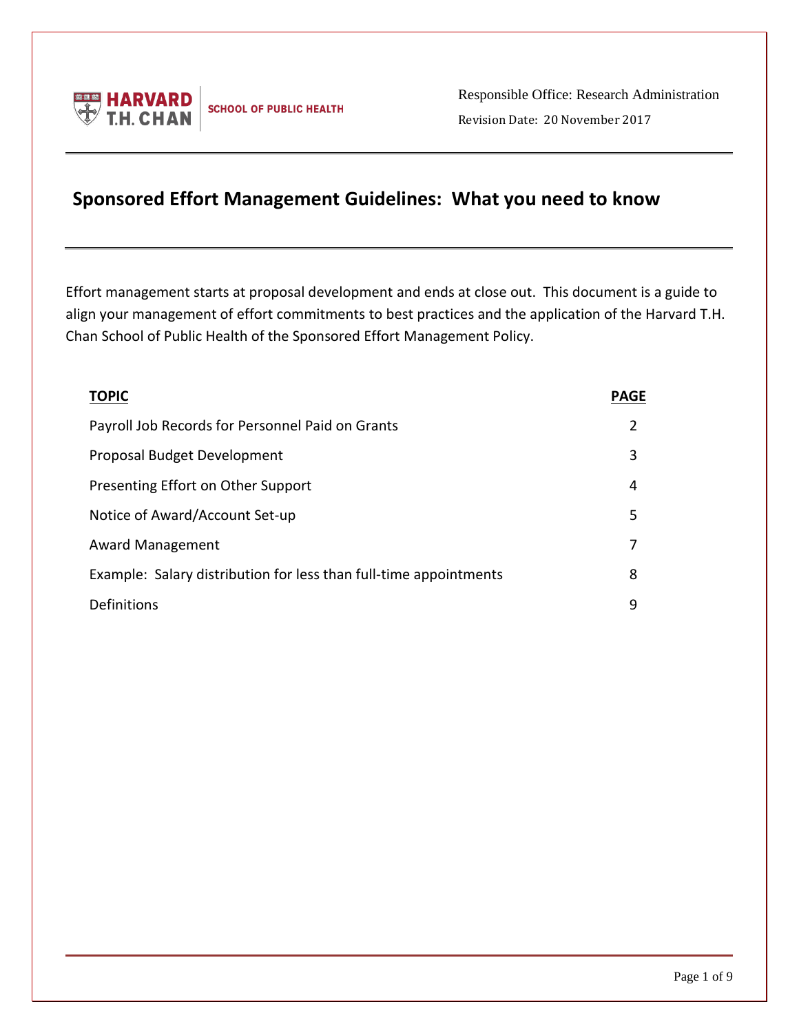Responsible Office: Research Administration

Revision Date: 20 November 2017

# Sponsored Effort Management Guidelines: What you need to know

Effort management starts at proposal development and ends at close out. This document is a guide to align your management of effort commitments to best practices and the application of the Harvard T.H. Chan School of Public Health of the Sponsored Effort Management Policy.

| TOPIC | PAGE |
|---|---|
| Payroll Job Records for Personnel Paid on Grants | 2 |
| Proposal Budget Development | 3 |
| Presenting Effort on Other Support | 4 |
| Notice of Award/Account Set-up | 5 |
| Award Management | 7 |
| Example: Salary distribution for less than full-time appointments | 8 |
| Definitions | 9 |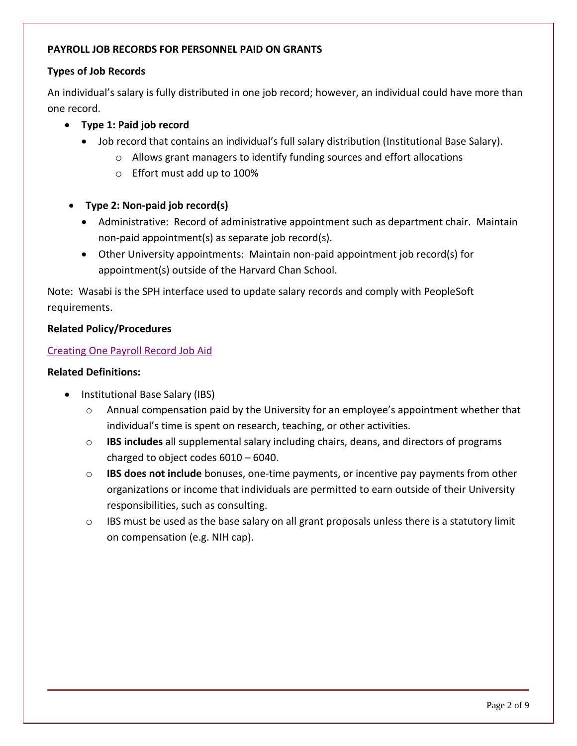**PAYROLL JOB RECORDS FOR PERSONNEL PAID ON GRANTS**

**Types of Job Records**

An individual's salary is fully distributed in one job record; however, an individual could have more than one record.

- **Type 1: Paid job record**
  - Job record that contains an individual's full salary distribution (Institutional Base Salary).
    - Allows grant managers to identify funding sources and effort allocations
    - Effort must add up to 100%

- **Type 2: Non-paid job record(s)**
  - Administrative: Record of administrative appointment such as department chair. Maintain non-paid appointment(s) as separate job record(s).
  - Other University appointments: Maintain non-paid appointment job record(s) for appointment(s) outside of the Harvard Chan School.

Note: Wasabi is the SPH interface used to update salary records and comply with PeopleSoft requirements.

**Related Policy/Procedures**

Creating One Payroll Record Job Aid

**Related Definitions:**

- Institutional Base Salary (IBS)
  - Annual compensation paid by the University for an employee's appointment whether that individual's time is spent on research, teaching, or other activities.
  - **IBS includes** all supplemental salary including chairs, deans, and directors of programs charged to object codes 6010 – 6040.
  - **IBS does not include** bonuses, one-time payments, or incentive pay payments from other organizations or income that individuals are permitted to earn outside of their University responsibilities, such as consulting.
  - IBS must be used as the base salary on all grant proposals unless there is a statutory limit on compensation (e.g. NIH cap).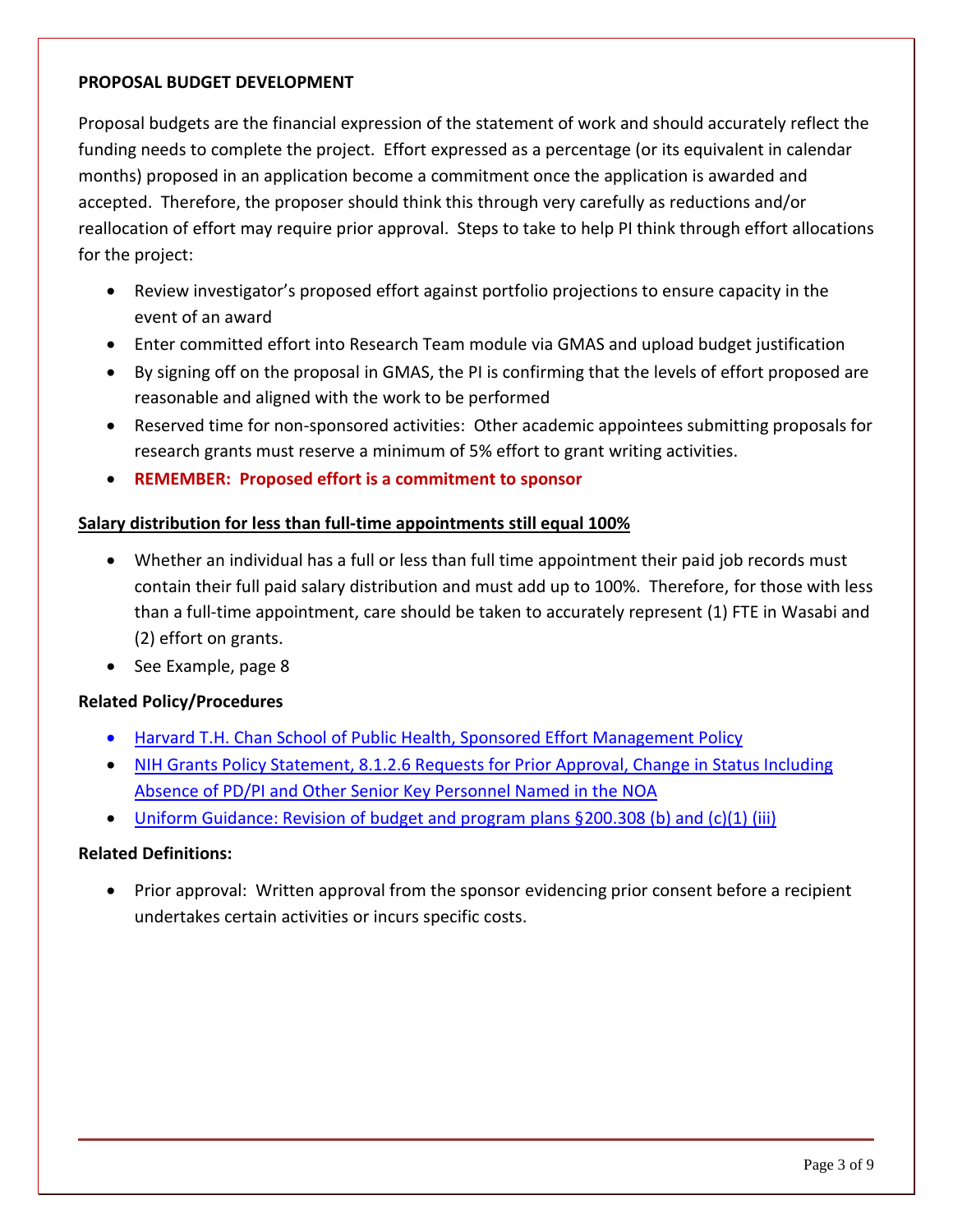**PROPOSAL BUDGET DEVELOPMENT**

Proposal budgets are the financial expression of the statement of work and should accurately reflect the funding needs to complete the project. Effort expressed as a percentage (or its equivalent in calendar months) proposed in an application become a commitment once the application is awarded and accepted. Therefore, the proposer should think this through very carefully as reductions and/or reallocation of effort may require prior approval. Steps to take to help PI think through effort allocations for the project:

- Review investigator's proposed effort against portfolio projections to ensure capacity in the event of an award
- Enter committed effort into Research Team module via GMAS and upload budget justification
- By signing off on the proposal in GMAS, the PI is confirming that the levels of effort proposed are reasonable and aligned with the work to be performed
- Reserved time for non-sponsored activities: Other academic appointees submitting proposals for research grants must reserve a minimum of 5% effort to grant writing activities.
- **REMEMBER: Proposed effort is a commitment to sponsor**

**Salary distribution for less than full-time appointments still equal 100%**

- Whether an individual has a full or less than full time appointment their paid job records must contain their full paid salary distribution and must add up to 100%. Therefore, for those with less than a full-time appointment, care should be taken to accurately represent (1) FTE in Wasabi and (2) effort on grants.
- See Example, page 8

**Related Policy/Procedures**

- Harvard T.H. Chan School of Public Health, Sponsored Effort Management Policy
- NIH Grants Policy Statement, 8.1.2.6 Requests for Prior Approval, Change in Status Including Absence of PD/PI and Other Senior Key Personnel Named in the NOA
- Uniform Guidance: Revision of budget and program plans §200.308 (b) and (c)(1) (iii)

**Related Definitions:**

- Prior approval: Written approval from the sponsor evidencing prior consent before a recipient undertakes certain activities or incurs specific costs.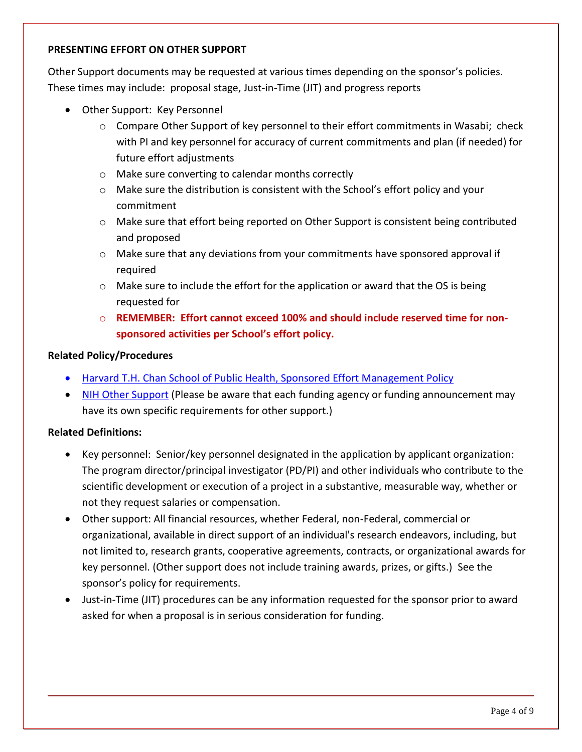**PRESENTING EFFORT ON OTHER SUPPORT**

Other Support documents may be requested at various times depending on the sponsor's policies. These times may include: proposal stage, Just-in-Time (JIT) and progress reports

- Other Support: Key Personnel
  - Compare Other Support of key personnel to their effort commitments in Wasabi; check with PI and key personnel for accuracy of current commitments and plan (if needed) for future effort adjustments
  - Make sure converting to calendar months correctly
  - Make sure the distribution is consistent with the School's effort policy and your commitment
  - Make sure that effort being reported on Other Support is consistent being contributed and proposed
  - Make sure that any deviations from your commitments have sponsored approval if required
  - Make sure to include the effort for the application or award that the OS is being requested for
  - **REMEMBER: Effort cannot exceed 100% and should include reserved time for non-sponsored activities per School's effort policy.**

**Related Policy/Procedures**

- Harvard T.H. Chan School of Public Health, Sponsored Effort Management Policy
- NIH Other Support (Please be aware that each funding agency or funding announcement may have its own specific requirements for other support.)

**Related Definitions:**

- Key personnel: Senior/key personnel designated in the application by applicant organization: The program director/principal investigator (PD/PI) and other individuals who contribute to the scientific development or execution of a project in a substantive, measurable way, whether or not they request salaries or compensation.
- Other support: All financial resources, whether Federal, non-Federal, commercial or organizational, available in direct support of an individual's research endeavors, including, but not limited to, research grants, cooperative agreements, contracts, or organizational awards for key personnel. (Other support does not include training awards, prizes, or gifts.) See the sponsor's policy for requirements.
- Just-in-Time (JIT) procedures can be any information requested for the sponsor prior to award asked for when a proposal is in serious consideration for funding.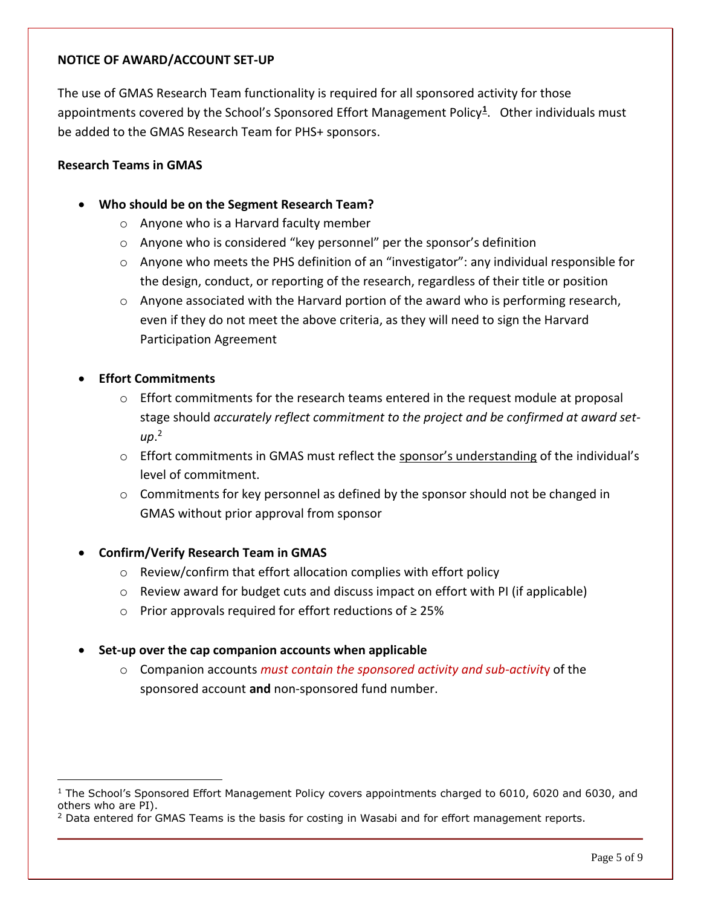**NOTICE OF AWARD/ACCOUNT SET-UP**

The use of GMAS Research Team functionality is required for all sponsored activity for those appointments covered by the School's Sponsored Effort Management Policy[1]. Other individuals must be added to the GMAS Research Team for PHS+ sponsors.

**Research Teams in GMAS**

- **Who should be on the Segment Research Team?**
  - Anyone who is a Harvard faculty member
  - Anyone who is considered "key personnel" per the sponsor's definition
  - Anyone who meets the PHS definition of an "investigator": any individual responsible for the design, conduct, or reporting of the research, regardless of their title or position
  - Anyone associated with the Harvard portion of the award who is performing research, even if they do not meet the above criteria, as they will need to sign the Harvard Participation Agreement

- **Effort Commitments**
  - Effort commitments for the research teams entered in the request module at proposal stage should *accurately reflect commitment to the project and be confirmed at award set-up*.[2]
  - Effort commitments in GMAS must reflect the <u>sponsor's understanding</u> of the individual's level of commitment.
  - Commitments for key personnel as defined by the sponsor should not be changed in GMAS without prior approval from sponsor

- **Confirm/Verify Research Team in GMAS**
  - Review/confirm that effort allocation complies with effort policy
  - Review award for budget cuts and discuss impact on effort with PI (if applicable)
  - Prior approvals required for effort reductions of ≥ 25%

- **Set-up over the cap companion accounts when applicable**
  - Companion accounts *must contain the sponsored activity and sub-activity* of the sponsored account **and** non-sponsored fund number.

---

[1] The School's Sponsored Effort Management Policy covers appointments charged to 6010, 6020 and 6030, and others who are PI).

[2] Data entered for GMAS Teams is the basis for costing in Wasabi and for effort management reports.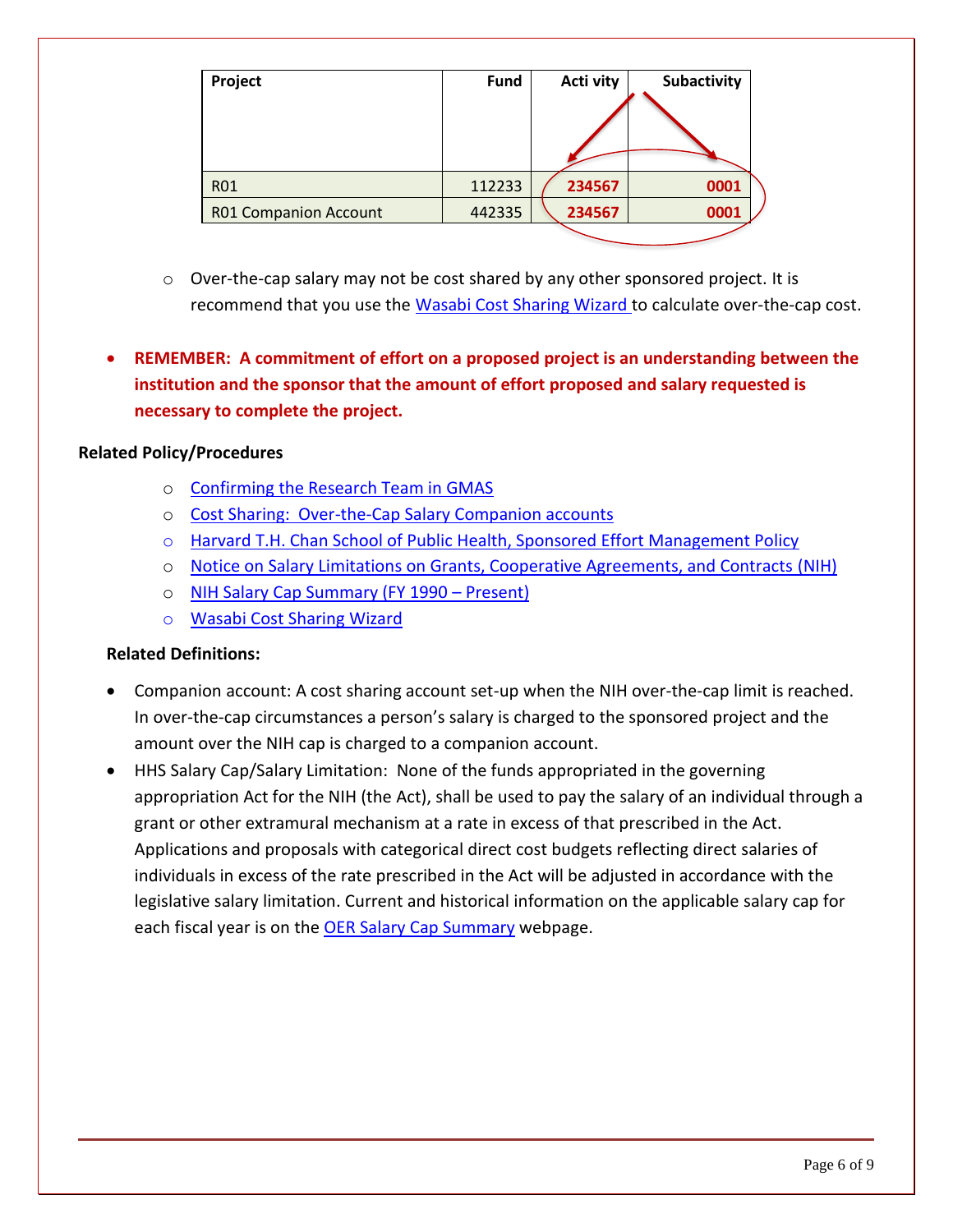| Project | Fund | Acti vity | Subactivity |
|---|---|---|---|
| R01 | 112233 | **234567** | **0001** |
| R01 Companion Account | 442335 | **234567** | **0001** |

- Over-the-cap salary may not be cost shared by any other sponsored project. It is recommend that you use the Wasabi Cost Sharing Wizard to calculate over-the-cap cost.

- **REMEMBER: A commitment of effort on a proposed project is an understanding between the institution and the sponsor that the amount of effort proposed and salary requested is necessary to complete the project.**

**Related Policy/Procedures**

- Confirming the Research Team in GMAS
- Cost Sharing: Over-the-Cap Salary Companion accounts
- Harvard T.H. Chan School of Public Health, Sponsored Effort Management Policy
- Notice on Salary Limitations on Grants, Cooperative Agreements, and Contracts (NIH)
- NIH Salary Cap Summary (FY 1990 – Present)
- Wasabi Cost Sharing Wizard

**Related Definitions:**

- Companion account: A cost sharing account set-up when the NIH over-the-cap limit is reached. In over-the-cap circumstances a person's salary is charged to the sponsored project and the amount over the NIH cap is charged to a companion account.
- HHS Salary Cap/Salary Limitation: None of the funds appropriated in the governing appropriation Act for the NIH (the Act), shall be used to pay the salary of an individual through a grant or other extramural mechanism at a rate in excess of that prescribed in the Act. Applications and proposals with categorical direct cost budgets reflecting direct salaries of individuals in excess of the rate prescribed in the Act will be adjusted in accordance with the legislative salary limitation. Current and historical information on the applicable salary cap for each fiscal year is on the OER Salary Cap Summary webpage.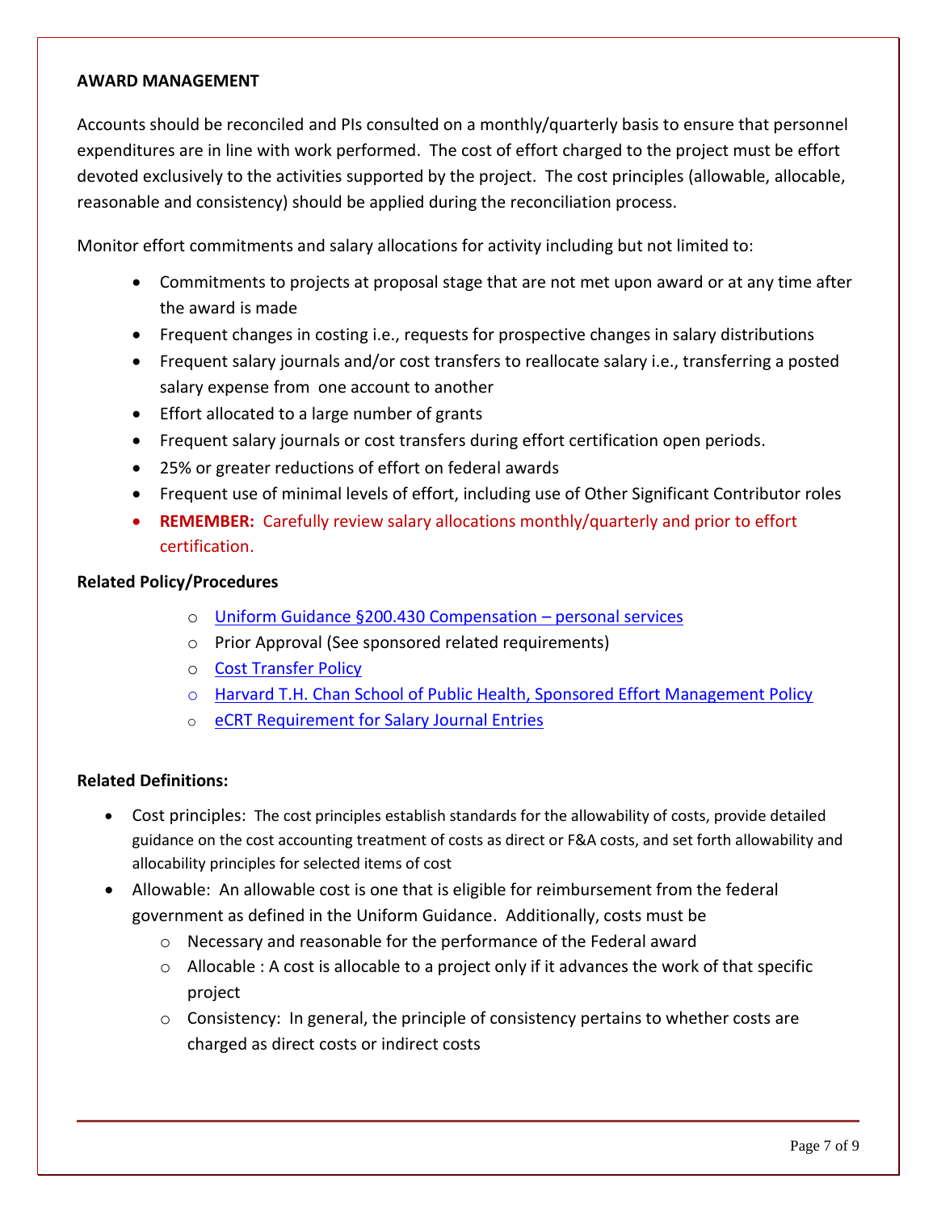**AWARD MANAGEMENT**

Accounts should be reconciled and PIs consulted on a monthly/quarterly basis to ensure that personnel expenditures are in line with work performed. The cost of effort charged to the project must be effort devoted exclusively to the activities supported by the project. The cost principles (allowable, allocable, reasonable and consistency) should be applied during the reconciliation process.

Monitor effort commitments and salary allocations for activity including but not limited to:

- Commitments to projects at proposal stage that are not met upon award or at any time after the award is made
- Frequent changes in costing i.e., requests for prospective changes in salary distributions
- Frequent salary journals and/or cost transfers to reallocate salary i.e., transferring a posted salary expense from one account to another
- Effort allocated to a large number of grants
- Frequent salary journals or cost transfers during effort certification open periods.
- 25% or greater reductions of effort on federal awards
- Frequent use of minimal levels of effort, including use of Other Significant Contributor roles
- **REMEMBER:** Carefully review salary allocations monthly/quarterly and prior to effort certification.

**Related Policy/Procedures**

- Uniform Guidance §200.430 Compensation – personal services
- Prior Approval (See sponsored related requirements)
- Cost Transfer Policy
- Harvard T.H. Chan School of Public Health, Sponsored Effort Management Policy
- eCRT Requirement for Salary Journal Entries

**Related Definitions:**

- Cost principles: The cost principles establish standards for the allowability of costs, provide detailed guidance on the cost accounting treatment of costs as direct or F&A costs, and set forth allowability and allocability principles for selected items of cost
- Allowable: An allowable cost is one that is eligible for reimbursement from the federal government as defined in the Uniform Guidance. Additionally, costs must be
  - Necessary and reasonable for the performance of the Federal award
  - Allocable : A cost is allocable to a project only if it advances the work of that specific project
  - Consistency: In general, the principle of consistency pertains to whether costs are charged as direct costs or indirect costs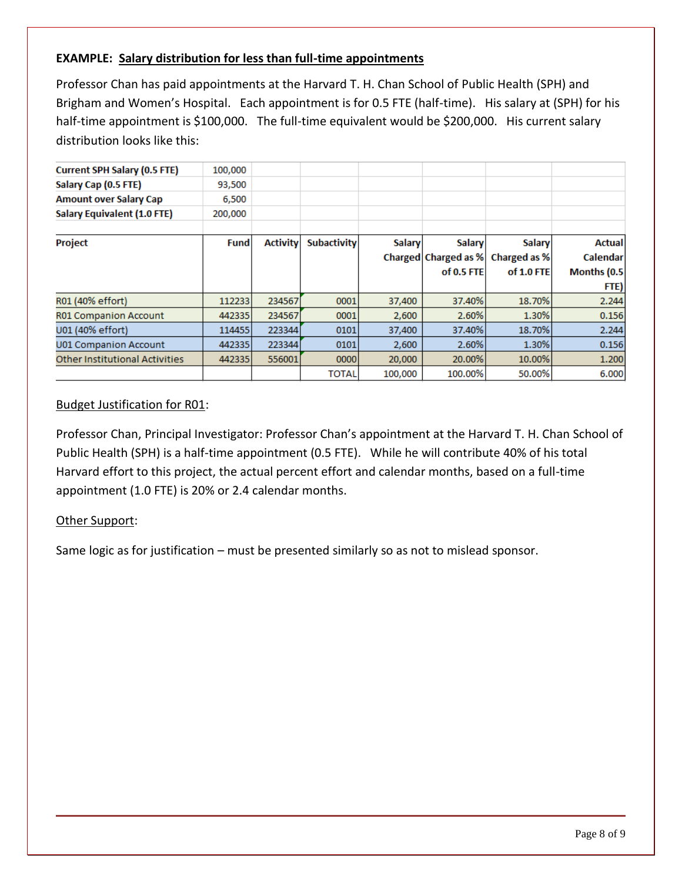**EXAMPLE: Salary distribution for less than full-time appointments**

Professor Chan has paid appointments at the Harvard T. H. Chan School of Public Health (SPH) and Brigham and Women's Hospital. Each appointment is for 0.5 FTE (half-time). His salary at (SPH) for his half-time appointment is $100,000. The full-time equivalent would be $200,000. His current salary distribution looks like this:

| **Current SPH Salary (0.5 FTE)** | 100,000 |
|---|---|
| **Salary Cap (0.5 FTE)** | 93,500 |
| **Amount over Salary Cap** | 6,500 |
| **Salary Equivalent (1.0 FTE)** | 200,000 |

| Project | Fund | Activity | Subactivity | Salary Charged | Salary Charged as % of 0.5 FTE | Salary Charged as % of 1.0 FTE | Actual Calendar Months (0.5 FTE) |
|---|---|---|---|---|---|---|---|
| R01 (40% effort) | 112233 | 234567 | 0001 | 37,400 | 37.40% | 18.70% | 2.244 |
| R01 Companion Account | 442335 | 234567 | 0001 | 2,600 | 2.60% | 1.30% | 0.156 |
| U01 (40% effort) | 114455 | 223344 | 0101 | 37,400 | 37.40% | 18.70% | 2.244 |
| U01 Companion Account | 442335 | 223344 | 0101 | 2,600 | 2.60% | 1.30% | 0.156 |
| Other Institutional Activities | 442335 | 556001 | 0000 | 20,000 | 20.00% | 10.00% | 1.200 |
| | | | TOTAL | 100,000 | 100.00% | 50.00% | 6.000 |

Budget Justification for R01:

Professor Chan, Principal Investigator: Professor Chan's appointment at the Harvard T. H. Chan School of Public Health (SPH) is a half-time appointment (0.5 FTE). While he will contribute 40% of his total Harvard effort to this project, the actual percent effort and calendar months, based on a full-time appointment (1.0 FTE) is 20% or 2.4 calendar months.

Other Support:

Same logic as for justification – must be presented similarly so as not to mislead sponsor.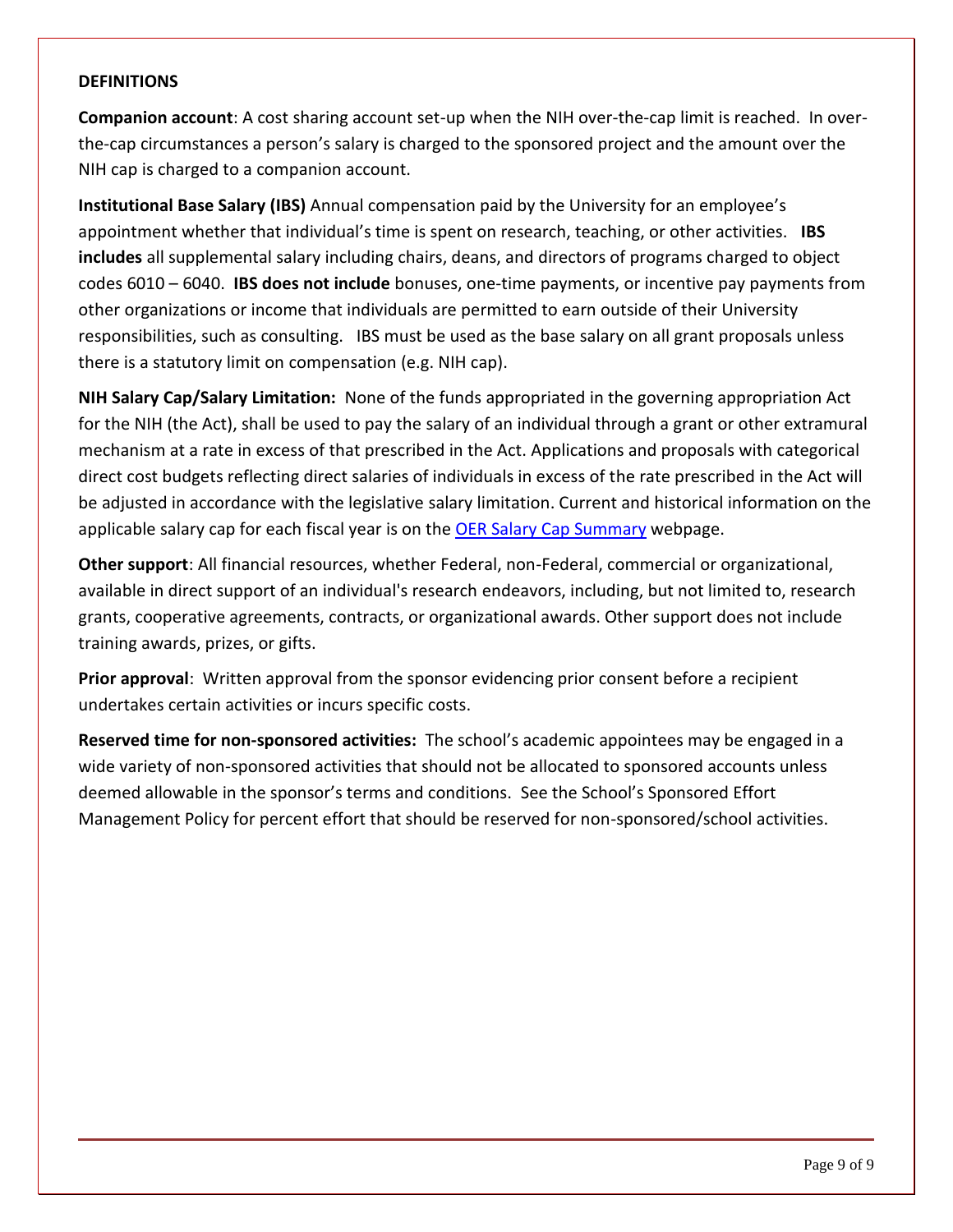## DEFINITIONS

**Companion account**: A cost sharing account set-up when the NIH over-the-cap limit is reached. In over-the-cap circumstances a person's salary is charged to the sponsored project and the amount over the NIH cap is charged to a companion account.

**Institutional Base Salary (IBS)** Annual compensation paid by the University for an employee's appointment whether that individual's time is spent on research, teaching, or other activities. **IBS includes** all supplemental salary including chairs, deans, and directors of programs charged to object codes 6010 – 6040. **IBS does not include** bonuses, one-time payments, or incentive pay payments from other organizations or income that individuals are permitted to earn outside of their University responsibilities, such as consulting. IBS must be used as the base salary on all grant proposals unless there is a statutory limit on compensation (e.g. NIH cap).

**NIH Salary Cap/Salary Limitation:** None of the funds appropriated in the governing appropriation Act for the NIH (the Act), shall be used to pay the salary of an individual through a grant or other extramural mechanism at a rate in excess of that prescribed in the Act. Applications and proposals with categorical direct cost budgets reflecting direct salaries of individuals in excess of the rate prescribed in the Act will be adjusted in accordance with the legislative salary limitation. Current and historical information on the applicable salary cap for each fiscal year is on the [OER Salary Cap Summary] webpage.

**Other support**: All financial resources, whether Federal, non-Federal, commercial or organizational, available in direct support of an individual's research endeavors, including, but not limited to, research grants, cooperative agreements, contracts, or organizational awards. Other support does not include training awards, prizes, or gifts.

**Prior approval**: Written approval from the sponsor evidencing prior consent before a recipient undertakes certain activities or incurs specific costs.

**Reserved time for non-sponsored activities:** The school's academic appointees may be engaged in a wide variety of non-sponsored activities that should not be allocated to sponsored accounts unless deemed allowable in the sponsor's terms and conditions. See the School's Sponsored Effort Management Policy for percent effort that should be reserved for non-sponsored/school activities.